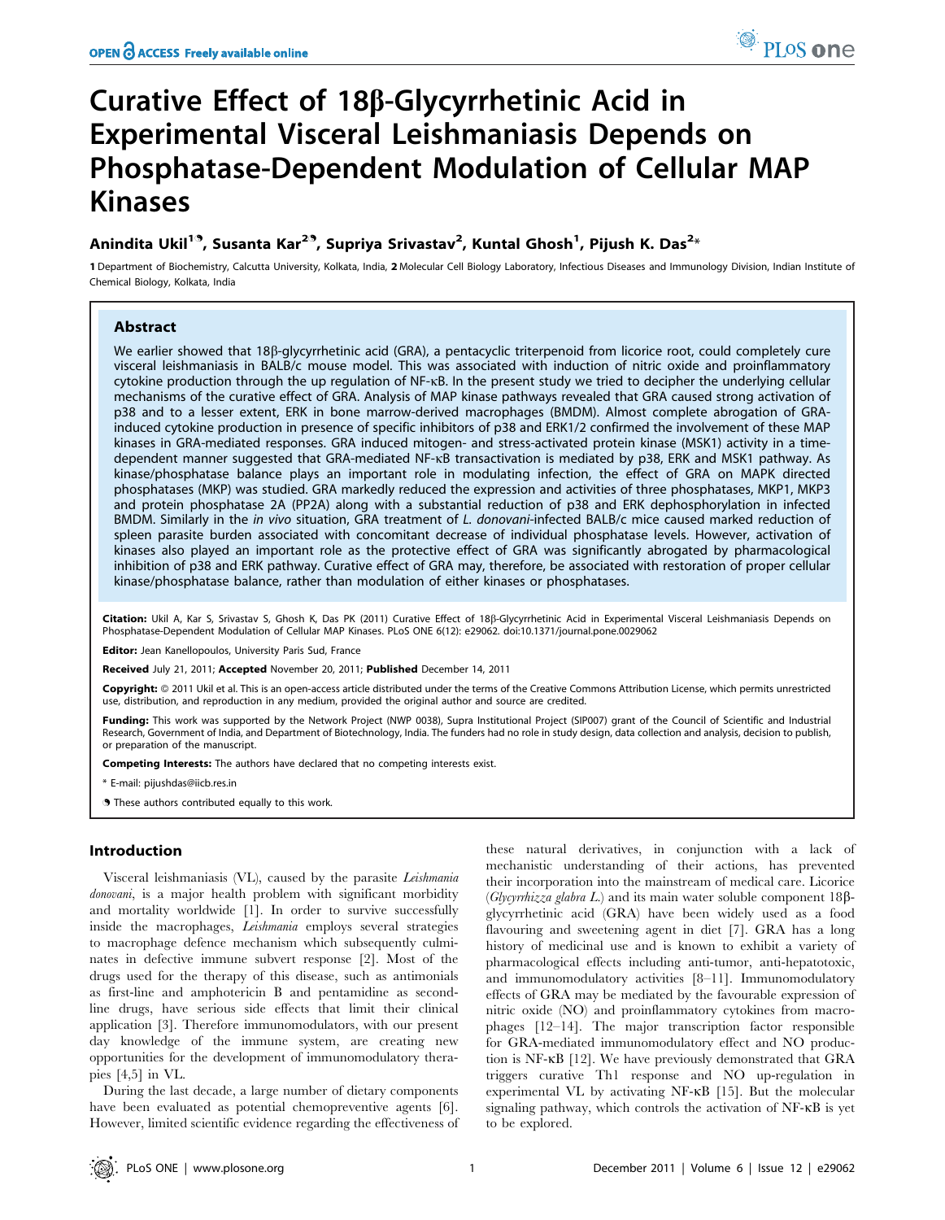# Curative Effect of 18β-Glycyrrhetinic Acid in Experimental Visceral Leishmaniasis Depends on Phosphatase-Dependent Modulation of Cellular MAP Kinases

**Anindita Ukil[1,¶], Susanta Kar[2,¶], Supriya Srivastav[2], Kuntal Ghosh[1], Pijush K. Das[2*]**

1 Department of Biochemistry, Calcutta University, Kolkata, India, 2 Molecular Cell Biology Laboratory, Infectious Diseases and Immunology Division, Indian Institute of Chemical Biology, Kolkata, India

## Abstract

We earlier showed that 18β-glycyrrhetinic acid (GRA), a pentacyclic triterpenoid from licorice root, could completely cure visceral leishmaniasis in BALB/c mouse model. This was associated with induction of nitric oxide and proinflammatory cytokine production through the up regulation of NF-κB. In the present study we tried to decipher the underlying cellular mechanisms of the curative effect of GRA. Analysis of MAP kinase pathways revealed that GRA caused strong activation of p38 and to a lesser extent, ERK in bone marrow-derived macrophages (BMDM). Almost complete abrogation of GRA-induced cytokine production in presence of specific inhibitors of p38 and ERK1/2 confirmed the involvement of these MAP kinases in GRA-mediated responses. GRA induced mitogen- and stress-activated protein kinase (MSK1) activity in a time-dependent manner suggested that GRA-mediated NF-κB transactivation is mediated by p38, ERK and MSK1 pathway. As kinase/phosphatase balance plays an important role in modulating infection, the effect of GRA on MAPK directed phosphatases (MKP) was studied. GRA markedly reduced the expression and activities of three phosphatases, MKP1, MKP3 and protein phosphatase 2A (PP2A) along with a substantial reduction of p38 and ERK dephosphorylation in infected BMDM. Similarly in the *in vivo* situation, GRA treatment of *L. donovani*-infected BALB/c mice caused marked reduction of spleen parasite burden associated with concomitant decrease of individual phosphatase levels. However, activation of kinases also played an important role as the protective effect of GRA was significantly abrogated by pharmacological inhibition of p38 and ERK pathway. Curative effect of GRA may, therefore, be associated with restoration of proper cellular kinase/phosphatase balance, rather than modulation of either kinases or phosphatases.

**Citation:** Ukil A, Kar S, Srivastav S, Ghosh K, Das PK (2011) Curative Effect of 18β-Glycyrrhetinic Acid in Experimental Visceral Leishmaniasis Depends on Phosphatase-Dependent Modulation of Cellular MAP Kinases. PLoS ONE 6(12): e29062. doi:10.1371/journal.pone.0029062

**Editor:** Jean Kanellopoulos, University Paris Sud, France

**Received** July 21, 2011; **Accepted** November 20, 2011; **Published** December 14, 2011

**Copyright:** © 2011 Ukil et al. This is an open-access article distributed under the terms of the Creative Commons Attribution License, which permits unrestricted use, distribution, and reproduction in any medium, provided the original author and source are credited.

**Funding:** This work was supported by the Network Project (NWP 0038), Supra Institutional Project (SIP007) grant of the Council of Scientific and Industrial Research, Government of India, and Department of Biotechnology, India. The funders had no role in study design, data collection and analysis, decision to publish, or preparation of the manuscript.

**Competing Interests:** The authors have declared that no competing interests exist.

\* E-mail: pijushdas@iicb.res.in

¶ These authors contributed equally to this work.

## Introduction

Visceral leishmaniasis (VL), caused by the parasite *Leishmania donovani*, is a major health problem with significant morbidity and mortality worldwide [1]. In order to survive successfully inside the macrophages, *Leishmania* employs several strategies to macrophage defence mechanism which subsequently culminates in defective immune subvert response [2]. Most of the drugs used for the therapy of this disease, such as antimonials as first-line and amphotericin B and pentamidine as second-line drugs, have serious side effects that limit their clinical application [3]. Therefore immunomodulators, with our present day knowledge of the immune system, are creating new opportunities for the development of immunomodulatory therapies [4,5] in VL.

During the last decade, a large number of dietary components have been evaluated as potential chemopreventive agents [6]. However, limited scientific evidence regarding the effectiveness of these natural derivatives, in conjunction with a lack of mechanistic understanding of their actions, has prevented their incorporation into the mainstream of medical care. Licorice (*Glycyrrhizza glabra L.*) and its main water soluble component 18β-glycyrrhetinic acid (GRA) have been widely used as a food flavouring and sweetening agent in diet [7]. GRA has a long history of medicinal use and is known to exhibit a variety of pharmacological effects including anti-tumor, anti-hepatotoxic, and immunomodulatory activities [8–11]. Immunomodulatory effects of GRA may be mediated by the favourable expression of nitric oxide (NO) and proinflammatory cytokines from macrophages [12–14]. The major transcription factor responsible for GRA-mediated immunomodulatory effect and NO production is NF-κB [12]. We have previously demonstrated that GRA triggers curative Th1 response and NO up-regulation in experimental VL by activating NF-κB [15]. But the molecular signaling pathway, which controls the activation of NF-κB is yet to be explored.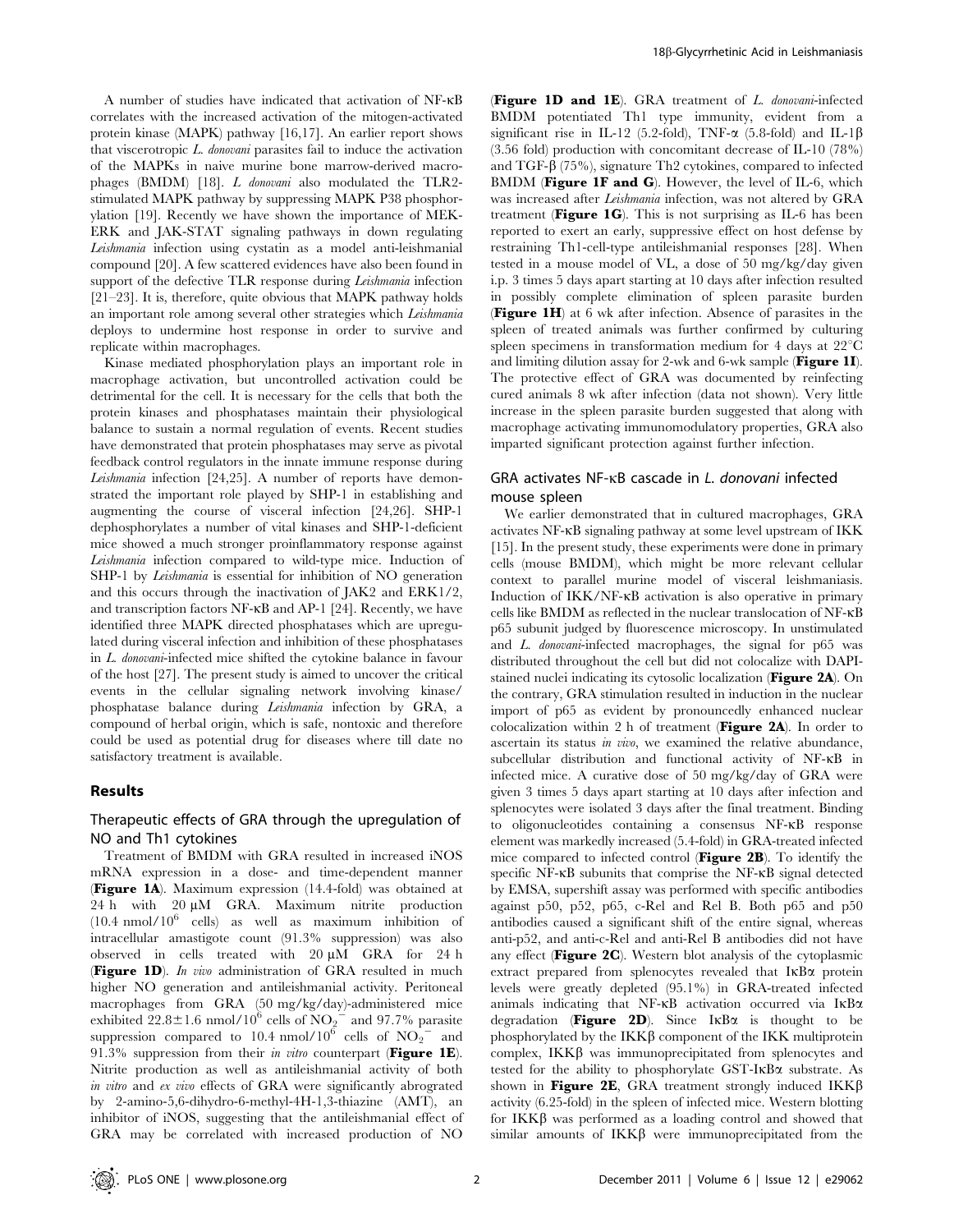A number of studies have indicated that activation of NF-κB correlates with the increased activation of the mitogen-activated protein kinase (MAPK) pathway [16,17]. An earlier report shows that viscerotropic *L. donovani* parasites fail to induce the activation of the MAPKs in naive murine bone marrow-derived macrophages (BMDM) [18]. *L donovani* also modulated the TLR2-stimulated MAPK pathway by suppressing MAPK P38 phosphorylation [19]. Recently we have shown the importance of MEK-ERK and JAK-STAT signaling pathways in down regulating *Leishmania* infection using cystatin as a model anti-leishmanial compound [20]. A few scattered evidences have also been found in support of the defective TLR response during *Leishmania* infection [21–23]. It is, therefore, quite obvious that MAPK pathway holds an important role among several other strategies which *Leishmania* deploys to undermine host response in order to survive and replicate within macrophages.

Kinase mediated phosphorylation plays an important role in macrophage activation, but uncontrolled activation could be detrimental for the cell. It is necessary for the cells that both the protein kinases and phosphatases maintain their physiological balance to sustain a normal regulation of events. Recent studies have demonstrated that protein phosphatases may serve as pivotal feedback control regulators in the innate immune response during *Leishmania* infection [24,25]. A number of reports have demonstrated the important role played by SHP-1 in establishing and augmenting the course of visceral infection [24,26]. SHP-1 dephosphorylates a number of vital kinases and SHP-1-deficient mice showed a much stronger proinflammatory response against *Leishmania* infection compared to wild-type mice. Induction of SHP-1 by *Leishmania* is essential for inhibition of NO generation and this occurs through the inactivation of JAK2 and ERK1/2, and transcription factors NF-κB and AP-1 [24]. Recently, we have identified three MAPK directed phosphatases which are upregulated during visceral infection and inhibition of these phosphatases in *L. donovani*-infected mice shifted the cytokine balance in favour of the host [27]. The present study is aimed to uncover the critical events in the cellular signaling network involving kinase/phosphatase balance during *Leishmania* infection by GRA, a compound of herbal origin, which is safe, nontoxic and therefore could be used as potential drug for diseases where till date no satisfactory treatment is available.

## Results

### Therapeutic effects of GRA through the upregulation of NO and Th1 cytokines

Treatment of BMDM with GRA resulted in increased iNOS mRNA expression in a dose- and time-dependent manner (**Figure 1A**). Maximum expression (14.4-fold) was obtained at 24 h with 20 μM GRA. Maximum nitrite production (10.4 nmol/$10^6$ cells) as well as maximum inhibition of intracellular amastigote count (91.3% suppression) was also observed in cells treated with 20 μM GRA for 24 h (**Figure 1D**). *In vivo* administration of GRA resulted in much higher NO generation and antileishmanial activity. Peritoneal macrophages from GRA (50 mg/kg/day)-administered mice exhibited 22.8±1.6 nmol/$10^6$ cells of $NO_2^-$ and 97.7% parasite suppression compared to 10.4 nmol/$10^6$ cells of $NO_2^-$ and 91.3% suppression from their *in vitro* counterpart (**Figure 1E**). Nitrite production as well as antileishmanial activity of both *in vitro* and *ex vivo* effects of GRA were significantly abrogated by 2-amino-5,6-dihydro-6-methyl-4H-1,3-thiazine (AMT), an inhibitor of iNOS, suggesting that the antileishmanial effect of GRA may be correlated with increased production of NO (**Figure 1D and 1E**). GRA treatment of *L. donovani*-infected BMDM potentiated Th1 type immunity, evident from a significant rise in IL-12 (5.2-fold), TNF-α (5.8-fold) and IL-1β (3.56 fold) production with concomitant decrease of IL-10 (78%) and TGF-β (75%), signature Th2 cytokines, compared to infected BMDM (**Figure 1F and G**). However, the level of IL-6, which was increased after *Leishmania* infection, was not altered by GRA treatment (**Figure 1G**). This is not surprising as IL-6 has been reported to exert an early, suppressive effect on host defense by restraining Th1-cell-type antileishmanial responses [28]. When tested in a mouse model of VL, a dose of 50 mg/kg/day given i.p. 3 times 5 days apart starting at 10 days after infection resulted in possibly complete elimination of spleen parasite burden (**Figure 1H**) at 6 wk after infection. Absence of parasites in the spleen of treated animals was further confirmed by culturing spleen specimens in transformation medium for 4 days at 22°C and limiting dilution assay for 2-wk and 6-wk sample (**Figure 1I**). The protective effect of GRA was documented by reinfecting cured animals 8 wk after infection (data not shown). Very little increase in the spleen parasite burden suggested that along with macrophage activating immunomodulatory properties, GRA also imparted significant protection against further infection.

### GRA activates NF-κB cascade in *L. donovani* infected mouse spleen

We earlier demonstrated that in cultured macrophages, GRA activates NF-κB signaling pathway at some level upstream of IKK [15]. In the present study, these experiments were done in primary cells (mouse BMDM), which might be more relevant cellular context to parallel murine model of visceral leishmaniasis. Induction of IKK/NF-κB activation is also operative in primary cells like BMDM as reflected in the nuclear translocation of NF-κB p65 subunit judged by fluorescence microscopy. In unstimulated and *L. donovani*-infected macrophages, the signal for p65 was distributed throughout the cell but did not colocalize with DAPI-stained nuclei indicating its cytosolic localization (**Figure 2A**). On the contrary, GRA stimulation resulted in induction in the nuclear import of p65 as evident by pronouncedly enhanced nuclear colocalization within 2 h of treatment (**Figure 2A**). In order to ascertain its status *in vivo*, we examined the relative abundance, subcellular distribution and functional activity of NF-κB in infected mice. A curative dose of 50 mg/kg/day of GRA were given 3 times 5 days apart starting at 10 days after infection and splenocytes were isolated 3 days after the final treatment. Binding to oligonucleotides containing a consensus NF-κB response element was markedly increased (5.4-fold) in GRA-treated infected mice compared to infected control (**Figure 2B**). To identify the specific NF-κB subunits that comprise the NF-κB signal detected by EMSA, supershift assay was performed with specific antibodies against p50, p52, p65, c-Rel and Rel B. Both p65 and p50 antibodies caused a significant shift of the entire signal, whereas anti-p52, and anti-c-Rel and anti-Rel B antibodies did not have any effect (**Figure 2C**). Western blot analysis of the cytoplasmic extract prepared from splenocytes revealed that IκBα protein levels were greatly depleted (95.1%) in GRA-treated infected animals indicating that NF-κB activation occurred via IκBα degradation (**Figure 2D**). Since IκBα is thought to be phosphorylated by the IKKβ component of the IKK multiprotein complex, IKKβ was immunoprecipitated from splenocytes and tested for the ability to phosphorylate GST-IκBα substrate. As shown in **Figure 2E**, GRA treatment strongly induced IKKβ activity (6.25-fold) in the spleen of infected mice. Western blotting for IKKβ was performed as a loading control and showed that similar amounts of IKKβ were immunoprecipitated from the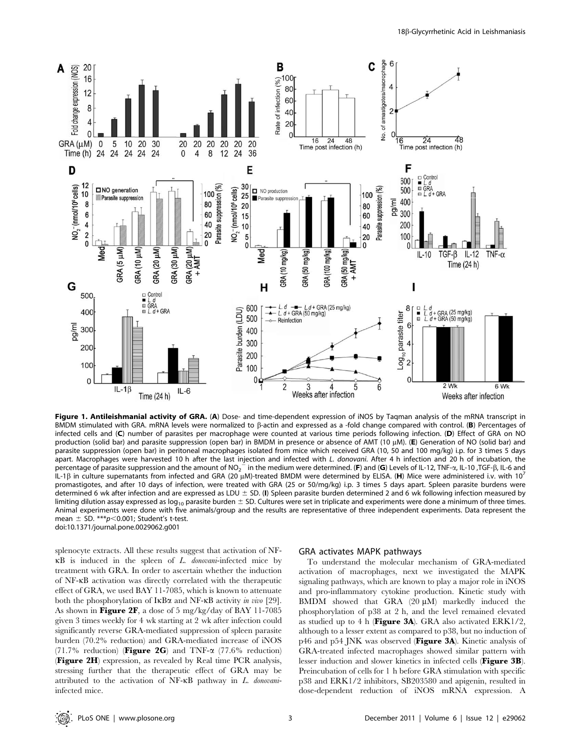**Figure 1. Antileishmanial activity of GRA.** (**A**) Dose- and time-dependent expression of iNOS by Taqman analysis of the mRNA transcript in BMDM stimulated with GRA. mRNA levels were normalized to β-actin and expressed as a -fold change compared with control. (**B**) Percentages of infected cells and (**C**) number of parasites per macrophage were counted at various time periods following infection. (**D**) Effect of GRA on NO production (solid bar) and parasite suppression (open bar) in BMDM in presence or absence of AMT (10 μM). (**E**) Generation of NO (solid bar) and parasite suppression (open bar) in peritoneal macrophages isolated from mice which received GRA (10, 50 and 100 mg/kg) i.p. for 3 times 5 days apart. Macrophages were harvested 10 h after the last injection and infected with *L. donovani*. After 4 h infection and 20 h of incubation, the percentage of parasite suppression and the amount of $NO_2^-$ in the medium were determined. (**F**) and (**G**) Levels of IL-12, TNF-α, IL-10 ,TGF-β, IL-6 and IL-1β in culture supernatants from infected and GRA (20 μM)-treated BMDM were determined by ELISA. (**H**) Mice were administered i.v. with $10^7$ promastigotes, and after 10 days of infection, were treated with GRA (25 or 50/mg/kg) i.p. 3 times 5 days apart. Spleen parasite burdens were determined 6 wk after infection and are expressed as LDU ± SD. (**I**) Spleen parasite burden determined 2 and 6 wk following infection measured by limiting dilution assay expressed as $\log_{10}$ parasite burden ± SD. Cultures were set in triplicate and experiments were done a minimum of three times. Animal experiments were done with five animals/group and the results are representative of three independent experiments. Data represent the mean ± SD. ***$p<0.001$; Student's t-test.
doi:10.1371/journal.pone.0029062.g001

splenocyte extracts. All these results suggest that activation of NF-κB is induced in the spleen of *L. donovani*-infected mice by treatment with GRA. In order to ascertain whether the induction of NF-κB activation was directly correlated with the therapeutic effect of GRA, we used BAY 11-7085, which is known to attenuate both the phosphorylation of IκBα and NF-κB activity *in vivo* [29]. As shown in **Figure 2F**, a dose of 5 mg/kg/day of BAY 11-7085 given 3 times weekly for 4 wk starting at 2 wk after infection could significantly reverse GRA-mediated suppression of spleen parasite burden (70.2% reduction) and GRA-mediated increase of iNOS (71.7% reduction) (**Figure 2G**) and TNF-α (77.6% reduction) (**Figure 2H**) expression, as revealed by Real time PCR analysis, stressing further that the therapeutic effect of GRA may be attributed to the activation of NF-κB pathway in *L. donovani*-infected mice.

## GRA activates MAPK pathways

To understand the molecular mechanism of GRA-mediated activation of macrophages, next we investigated the MAPK signaling pathways, which are known to play a major role in iNOS and pro-inflammatory cytokine production. Kinetic study with BMDM showed that GRA (20 μM) markedly induced the phosphorylation of p38 at 2 h, and the level remained elevated as studied up to 4 h (**Figure 3A**). GRA also activated ERK1/2, although to a lesser extent as compared to p38, but no induction of p46 and p54 JNK was observed (**Figure 3A**). Kinetic analysis of GRA-treated infected macrophages showed similar pattern with lesser induction and slower kinetics in infected cells (**Figure 3B**). Preincubation of cells for 1 h before GRA stimulation with specific p38 and ERK1/2 inhibitors, SB203580 and apigenin, resulted in dose-dependent reduction of iNOS mRNA expression. A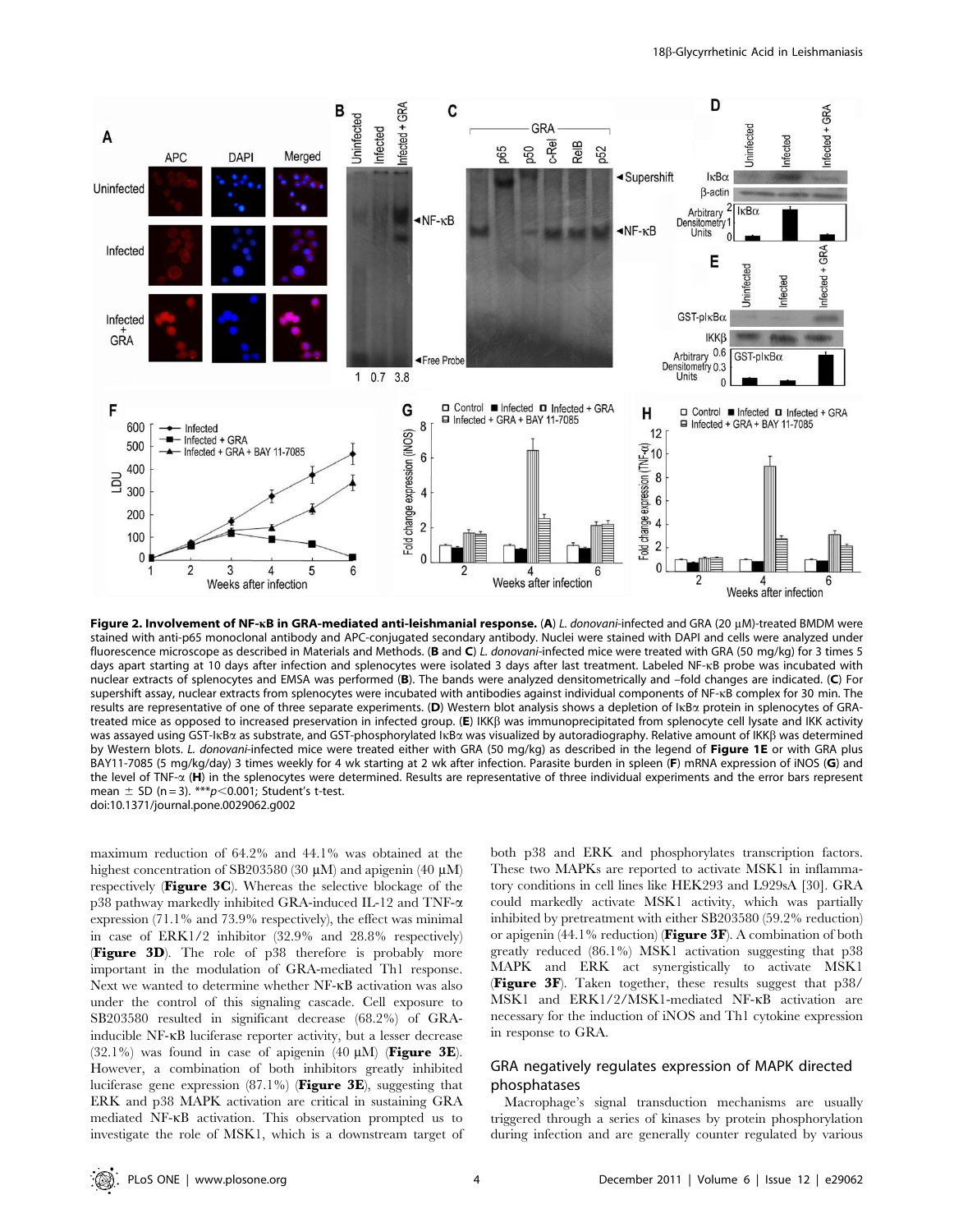**Figure 2. Involvement of NF-κB in GRA-mediated anti-leishmanial response.** (**A**) *L. donovani*-infected and GRA (20 μM)-treated BMDM were stained with anti-p65 monoclonal antibody and APC-conjugated secondary antibody. Nuclei were stained with DAPI and cells were analyzed under fluorescence microscope as described in Materials and Methods. (**B** and **C**) *L. donovani*-infected mice were treated with GRA (50 mg/kg) for 3 times 5 days apart starting at 10 days after infection and splenocytes were isolated 3 days after last treatment. Labeled NF-κB probe was incubated with nuclear extracts of splenocytes and EMSA was performed (**B**). The bands were analyzed densitometrically and –fold changes are indicated. (**C**) For supershift assay, nuclear extracts from splenocytes were incubated with antibodies against individual components of NF-κB complex for 30 min. The results are representative of one of three separate experiments. (**D**) Western blot analysis shows a depletion of IκBα protein in splenocytes of GRA-treated mice as opposed to increased preservation in infected group. (**E**) IKKβ was immunoprecipitated from splenocyte cell lysate and IKK activity was assayed using GST-IκBα as substrate, and GST-phosphorylated IκBα was visualized by autoradiography. Relative amount of IKKβ was determined by Western blots. *L. donovani*-infected mice were treated either with GRA (50 mg/kg) as described in the legend of **Figure 1E** or with GRA plus BAY11-7085 (5 mg/kg/day) 3 times weekly for 4 wk starting at 2 wk after infection. Parasite burden in spleen (**F**) mRNA expression of iNOS (**G**) and the level of TNF-α (**H**) in the splenocytes were determined. Results are representative of three individual experiments and the error bars represent mean ± SD (n = 3). ***$p<0.001$; Student's t-test.
doi:10.1371/journal.pone.0029062.g002

maximum reduction of 64.2% and 44.1% was obtained at the highest concentration of SB203580 (30 μM) and apigenin (40 μM) respectively (**Figure 3C**). Whereas the selective blockage of the p38 pathway markedly inhibited GRA-induced IL-12 and TNF-α expression (71.1% and 73.9% respectively), the effect was minimal in case of ERK1/2 inhibitor (32.9% and 28.8% respectively) (**Figure 3D**). The role of p38 therefore is probably more important in the modulation of GRA-mediated Th1 response. Next we wanted to determine whether NF-κB activation was also under the control of this signaling cascade. Cell exposure to SB203580 resulted in significant decrease (68.2%) of GRA-inducible NF-κB luciferase reporter activity, but a lesser decrease (32.1%) was found in case of apigenin (40 μM) (**Figure 3E**). However, a combination of both inhibitors greatly inhibited luciferase gene expression (87.1%) (**Figure 3E**), suggesting that ERK and p38 MAPK activation are critical in sustaining GRA mediated NF-κB activation. This observation prompted us to investigate the role of MSK1, which is a downstream target of both p38 and ERK and phosphorylates transcription factors. These two MAPKs are reported to activate MSK1 in inflammatory conditions in cell lines like HEK293 and L929sA [30]. GRA could markedly activate MSK1 activity, which was partially inhibited by pretreatment with either SB203580 (59.2% reduction) or apigenin (44.1% reduction) (**Figure 3F**). A combination of both greatly reduced (86.1%) MSK1 activation suggesting that p38 MAPK and ERK act synergistically to activate MSK1 (**Figure 3F**). Taken together, these results suggest that p38/MSK1 and ERK1/2/MSK1-mediated NF-κB activation are necessary for the induction of iNOS and Th1 cytokine expression in response to GRA.

## GRA negatively regulates expression of MAPK directed phosphatases

Macrophage's signal transduction mechanisms are usually triggered through a series of kinases by protein phosphorylation during infection and are generally counter regulated by various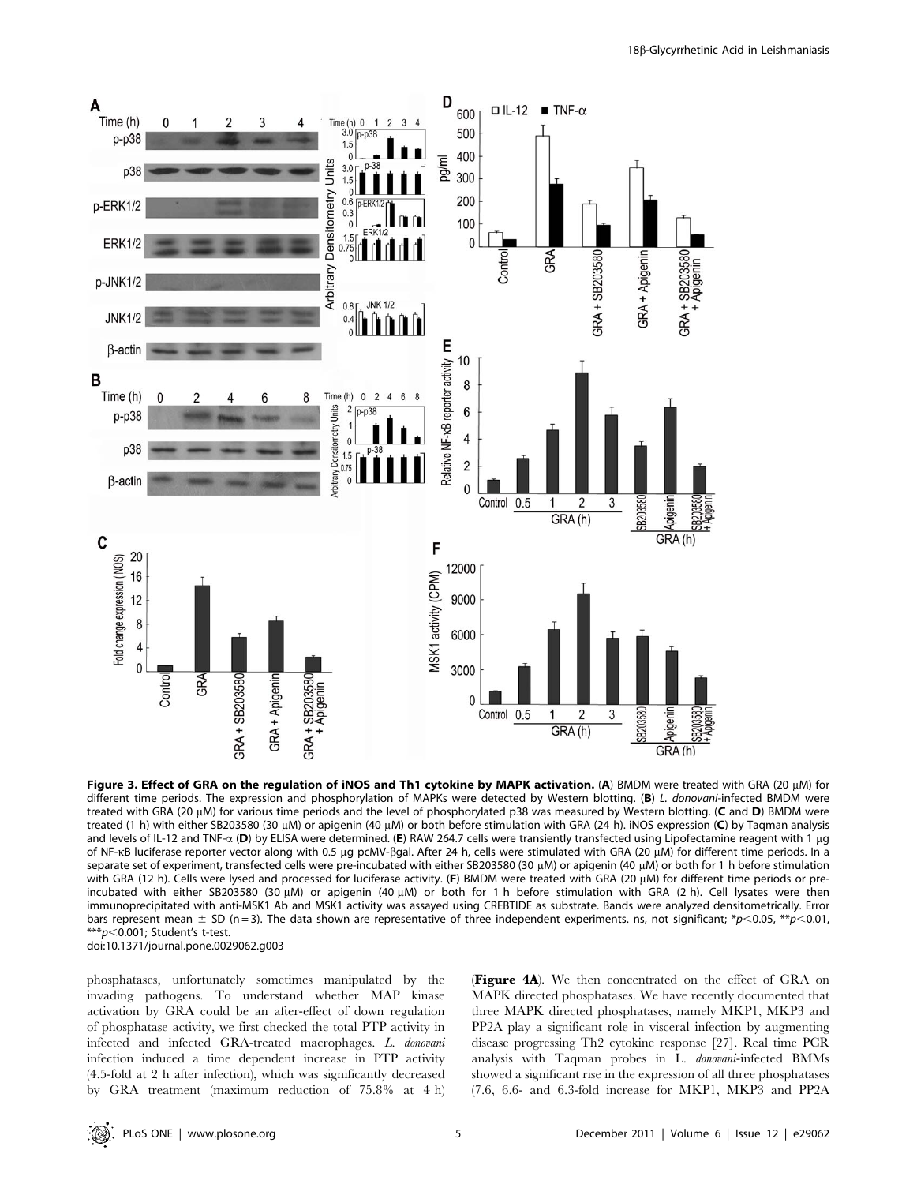**Figure 3. Effect of GRA on the regulation of iNOS and Th1 cytokine by MAPK activation.** (**A**) BMDM were treated with GRA (20 μM) for different time periods. The expression and phosphorylation of MAPKs were detected by Western blotting. (**B**) *L. donovani*-infected BMDM were treated with GRA (20 μM) for various time periods and the level of phosphorylated p38 was measured by Western blotting. (**C** and **D**) BMDM were treated (1 h) with either SB203580 (30 μM) or apigenin (40 μM) or both before stimulation with GRA (24 h). iNOS expression (**C**) by Taqman analysis and levels of IL-12 and TNF-α (**D**) by ELISA were determined. (**E**) RAW 264.7 cells were transiently transfected using Lipofectamine reagent with 1 μg of NF-κB luciferase reporter vector along with 0.5 μg pcMV-βgal. After 24 h, cells were stimulated with GRA (20 μM) for different time periods. In a separate set of experiment, transfected cells were pre-incubated with either SB203580 (30 μM) or apigenin (40 μM) or both for 1 h before stimulation with GRA (12 h). Cells were lysed and processed for luciferase activity. (**F**) BMDM were treated with GRA (20 μM) for different time periods or pre-incubated with either SB203580 (30 μM) or apigenin (40 μM) or both for 1 h before stimulation with GRA (2 h). Cell lysates were then immunoprecipitated with anti-MSK1 Ab and MSK1 activity was assayed using CREBTIDE as substrate. Bands were analyzed densitometrically. Error bars represent mean ± SD (n = 3). The data shown are representative of three independent experiments. ns, not significant; *$p<0.05$, **$p<0.01$, ***$p<0.001$; Student's t-test.
doi:10.1371/journal.pone.0029062.g003

phosphatases, unfortunately sometimes manipulated by the invading pathogens. To understand whether MAP kinase activation by GRA could be an after-effect of down regulation of phosphatase activity, we first checked the total PTP activity in infected and infected GRA-treated macrophages. *L. donovani* infection induced a time dependent increase in PTP activity (4.5-fold at 2 h after infection), which was significantly decreased by GRA treatment (maximum reduction of 75.8% at 4 h) (**Figure 4A**). We then concentrated on the effect of GRA on MAPK directed phosphatases. We have recently documented that three MAPK directed phosphatases, namely MKP1, MKP3 and PP2A play a significant role in visceral infection by augmenting disease progressing Th2 cytokine response [27]. Real time PCR analysis with Taqman probes in L. *donovani*-infected BMMs showed a significant rise in the expression of all three phosphatases (7.6, 6.6- and 6.3-fold increase for MKP1, MKP3 and PP2A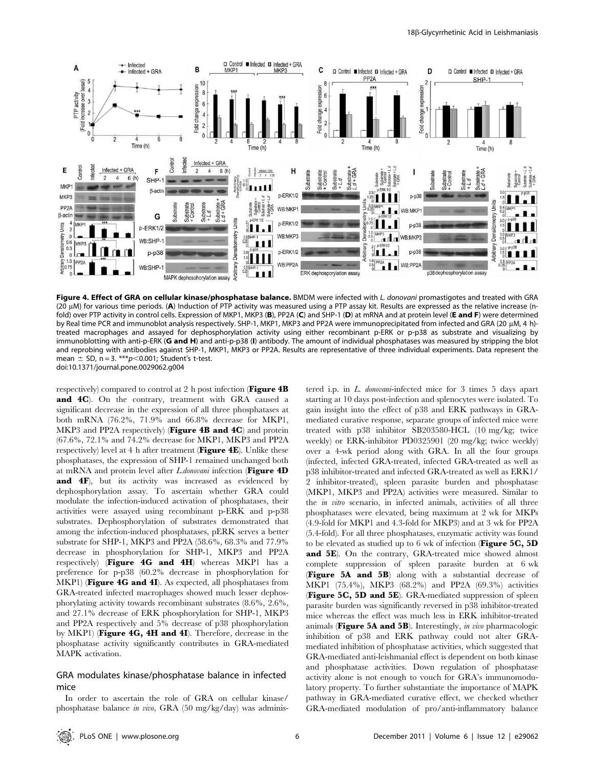**Figure 4. Effect of GRA on cellular kinase/phosphatase balance.** BMDM were infected with *L. donovani* promastigotes and treated with GRA (20 μM) for various time periods. (**A**) Induction of PTP activity was measured using a PTP assay kit. Results are expressed as the relative increase (n-fold) over PTP activity in control cells. Expression of MKP1, MKP3 (**B**), PP2A (**C**) and SHP-1 (**D**) at mRNA and at protein level (**E and F**) were determined by Real time PCR and immunoblot analysis respectively. SHP-1, MKP1, MKP3 and PP2A were immunoprecipitated from infected and GRA (20 μM, 4 h)-treated macrophages and assayed for dephosphorylation activity using either recombinant p-ERK or p-p38 as substrate and visualizing by immunoblotting with anti-p-ERK (**G and H**) and anti-p-p38 (**I**) antibody. The amount of individual phosphatases was measured by stripping the blot and reprobing with antibodies against SHP-1, MKP1, MKP3 or PP2A. Results are representative of three individual experiments. Data represent the mean ± SD, n = 3. ***$p<0.001$; Student's t-test.
doi:10.1371/journal.pone.0029062.g004

respectively) compared to control at 2 h post infection (**Figure 4B and 4C**). On the contrary, treatment with GRA caused a significant decrease in the expression of all three phosphatases at both mRNA (76.2%, 71.9% and 66.8% decrease for MKP1, MKP3 and PP2A respectively) (**Figure 4B and 4C**) and protein (67.6%, 72.1% and 74.2% decrease for MKP1, MKP3 and PP2A respectively) level at 4 h after treatment (**Figure 4E**). Unlike these phosphatases, the expression of SHP-1 remained unchanged both at mRNA and protein level after *L.donovani* infection (**Figure 4D and 4F**), but its activity was increased as evidenced by dephosphorylation assay. To ascertain whether GRA could modulate the infection-induced activation of phosphatases, their activities were assayed using recombinant p-ERK and p-p38 substrates. Dephosphorylation of substrates demonstrated that among the infection-induced phosphatases, pERK serves a better substrate for SHP-1, MKP3 and PP2A (58.6%, 68.3% and 77.9% decrease in phosphorylation for SHP-1, MKP3 and PP2A respectively) (**Figure 4G and 4H**) whereas MKP1 has a preference for p-p38 (60.2% decrease in phosphorylation for MKP1) (**Figure 4G and 4I**). As expected, all phosphatases from GRA-treated infected macrophages showed much lesser dephosphorylating activity towards recombinant substrates (8.6%, 2.6%, and 27.1% decrease of ERK phosphorylation for SHP-1, MKP3 and PP2A respectively and 5% decrease of p38 phosphorylation by MKP1) (**Figure 4G, 4H and 4I**). Therefore, decrease in the phosphatase activity significantly contributes in GRA-mediated MAPK activation.

## GRA modulates kinase/phosphatase balance in infected mice

In order to ascertain the role of GRA on cellular kinase/phosphatase balance *in vivo*, GRA (50 mg/kg/day) was administered i.p. in *L. donovani*-infected mice for 3 times 5 days apart starting at 10 days post-infection and splenocytes were isolated. To gain insight into the effect of p38 and ERK pathways in GRA-mediated curative response, separate groups of infected mice were treated with p38 inhibitor SB203580-HCL (10 mg/kg; twice weekly) or ERK-inhibitor PD0325901 (20 mg/kg; twice weekly) over a 4-wk period along with GRA. In all the four groups (infected, infected GRA-treated, infected GRA-treated as well as p38 inhibitor-treated and infected GRA-treated as well as ERK1/2 inhibitor-treated), spleen parasite burden and phosphatase (MKP1, MKP3 and PP2A) activities were measured. Similar to the *in vitro* scenario, in infected animals, activities of all three phosphatases were elevated, being maximum at 2 wk for MKPs (4.9-fold for MKP1 and 4.3-fold for MKP3) and at 3 wk for PP2A (5.4-fold). For all three phosphatases, enzymatic activity was found to be elevated as studied up to 6 wk of infection (**Figure 5C, 5D and 5E**). On the contrary, GRA-treated mice showed almost complete suppression of spleen parasite burden at 6 wk (**Figure 5A and 5B**) along with a substantial decrease of MKP1 (75.4%), MKP3 (68.2%) and PP2A (69.3%) activities (**Figure 5C, 5D and 5E**). GRA-mediated suppression of spleen parasite burden was significantly reversed in p38 inhibitor-treated mice whereas the effect was much less in ERK inhibitor-treated animals (**Figure 5A and 5B**). Interestingly, *in vivo* pharmacologic inhibition of p38 and ERK pathway could not alter GRA-mediated inhibition of phosphatase activities, which suggested that GRA-mediated anti-leishmanial effect is dependent on both kinase and phosphatase activities. Down regulation of phosphatase activity alone is not enough to vouch for GRA's immunomodulatory property. To further substantiate the importance of MAPK pathway in GRA-mediated curative effect, we checked whether GRA-mediated modulation of pro/anti-inflammatory balance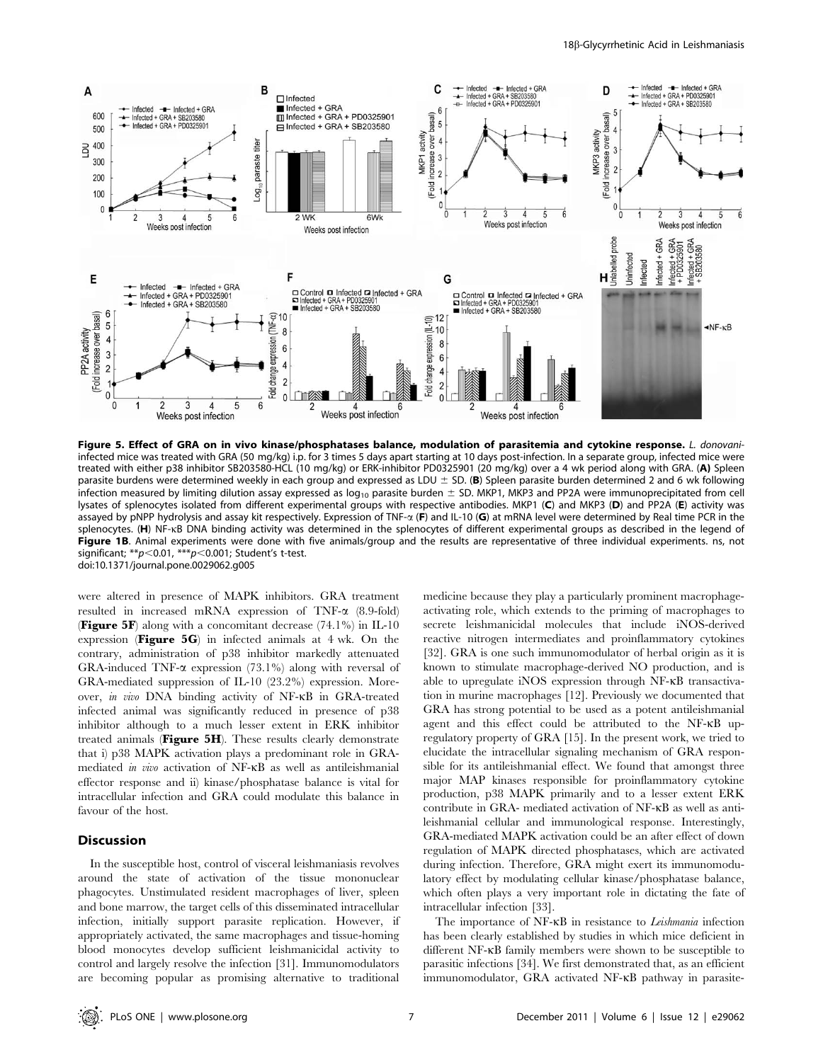**Figure 5. Effect of GRA on in vivo kinase/phosphatases balance, modulation of parasitemia and cytokine response.** *L. donovani*-infected mice was treated with GRA (50 mg/kg) i.p. for 3 times 5 days apart starting at 10 days post-infection. In a separate group, infected mice were treated with either p38 inhibitor SB203580-HCL (10 mg/kg) or ERK-inhibitor PD0325901 (20 mg/kg) over a 4 wk period along with GRA. (**A**) Spleen parasite burdens were determined weekly in each group and expressed as LDU ± SD. (**B**) Spleen parasite burden determined 2 and 6 wk following infection measured by limiting dilution assay expressed as $\log_{10}$ parasite burden ± SD. MKP1, MKP3 and PP2A were immunoprecipitated from cell lysates of splenocytes isolated from different experimental groups with respective antibodies. MKP1 (**C**) and MKP3 (**D**) and PP2A (**E**) activity was assayed by pNPP hydrolysis and assay kit respectively. Expression of TNF-α (**F**) and IL-10 (**G**) at mRNA level were determined by Real time PCR in the splenocytes. (**H**) NF-κB DNA binding activity was determined in the splenocytes of different experimental groups as described in the legend of **Figure 1B**. Animal experiments were done with five animals/group and the results are representative of three individual experiments. ns, not significant; **$p<0.01$, ***$p<0.001$; Student's t-test.
doi:10.1371/journal.pone.0029062.g005

were altered in presence of MAPK inhibitors. GRA treatment resulted in increased mRNA expression of TNF-α (8.9-fold) (**Figure 5F**) along with a concomitant decrease (74.1%) in IL-10 expression (**Figure 5G**) in infected animals at 4 wk. On the contrary, administration of p38 inhibitor markedly attenuated GRA-induced TNF-α expression (73.1%) along with reversal of GRA-mediated suppression of IL-10 (23.2%) expression. Moreover, *in vivo* DNA binding activity of NF-κB in GRA-treated infected animal was significantly reduced in presence of p38 inhibitor although to a much lesser extent in ERK inhibitor treated animals (**Figure 5H**). These results clearly demonstrate that i) p38 MAPK activation plays a predominant role in GRA-mediated *in vivo* activation of NF-κB as well as antileishmanial effector response and ii) kinase/phosphatase balance is vital for intracellular infection and GRA could modulate this balance in favour of the host.

## Discussion

In the susceptible host, control of visceral leishmaniasis revolves around the state of activation of the tissue mononuclear phagocytes. Unstimulated resident macrophages of liver, spleen and bone marrow, the target cells of this disseminated intracellular infection, initially support parasite replication. However, if appropriately activated, the same macrophages and tissue-homing blood monocytes develop sufficient leishmanicidal activity to control and largely resolve the infection [31]. Immunomodulators are becoming popular as promising alternative to traditional medicine because they play a particularly prominent macrophage-activating role, which extends to the priming of macrophages to secrete leishmanicidal molecules that include iNOS-derived reactive nitrogen intermediates and proinflammatory cytokines [32]. GRA is one such immunomodulator of herbal origin as it is known to stimulate macrophage-derived NO production, and is able to upregulate iNOS expression through NF-κB transactivation in murine macrophages [12]. Previously we documented that GRA has strong potential to be used as a potent antileishmanial agent and this effect could be attributed to the NF-κB up-regulatory property of GRA [15]. In the present work, we tried to elucidate the intracellular signaling mechanism of GRA responsible for its antileishmanial effect. We found that amongst three major MAP kinases responsible for proinflammatory cytokine production, p38 MAPK primarily and to a lesser extent ERK contribute in GRA- mediated activation of NF-κB as well as anti-leishmanial cellular and immunological response. Interestingly, GRA-mediated MAPK activation could be an after effect of down regulation of MAPK directed phosphatases, which are activated during infection. Therefore, GRA might exert its immunomodulatory effect by modulating cellular kinase/phosphatase balance, which often plays a very important role in dictating the fate of intracellular infection [33].

The importance of NF-κB in resistance to *Leishmania* infection has been clearly established by studies in which mice deficient in different NF-κB family members were shown to be susceptible to parasitic infections [34]. We first demonstrated that, as an efficient immunomodulator, GRA activated NF-κB pathway in parasite-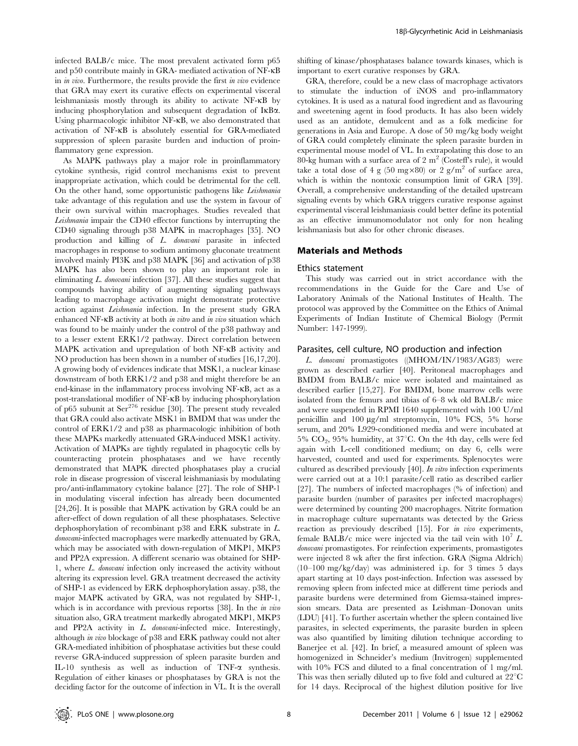infected BALB/c mice. The most prevalent activated form p65 and p50 contribute mainly in GRA- mediated activation of NF-κB in *in vivo*. Furthermore, the results provide the first *in vivo* evidence that GRA may exert its curative effects on experimental visceral leishmaniasis mostly through its ability to activate NF-κB by inducing phosphorylation and subsequent degradation of IκBα. Using pharmacologic inhibitor NF-κB, we also demonstrated that activation of NF-κB is absolutely essential for GRA-mediated suppression of spleen parasite burden and induction of proinflammatory gene expression.

As MAPK pathways play a major role in proinflammatory cytokine synthesis, rigid control mechanisms exist to prevent inappropriate activation, which could be detrimental for the cell. On the other hand, some opportunistic pathogens like *Leishmania* take advantage of this regulation and use the system in favour of their own survival within macrophages. Studies revealed that *Leishmania* impair the CD40 effector functions by interrupting the CD40 signaling through p38 MAPK in macrophages [35]. NO production and killing of *L. donavani* parasite in infected macrophages in response to sodium antimony gluconate treatment involved mainly PI3K and p38 MAPK [36] and activation of p38 MAPK has also been shown to play an important role in eliminating *L. donovani* infection [37]. All these studies suggest that compounds having ability of augmenting signaling pathways leading to macrophage activation might demonstrate protective action against *Leishmania* infection. In the present study GRA enhanced NF-κB activity at both *in vitro* and *in vivo* situation which was found to be mainly under the control of the p38 pathway and to a lesser extent ERK1/2 pathway. Direct correlation between MAPK activation and upregulation of both NF-κB activity and NO production has been shown in a number of studies [16,17,20]. A growing body of evidences indicate that MSK1, a nuclear kinase downstream of both ERK1/2 and p38 and might therefore be an end-kinase in the inflammatory process involving NF-κB, act as a post-translational modifier of NF-κB by inducing phosphorylation of p65 subunit at $Ser^{276}$ residue [30]. The present study revealed that GRA could also activate MSK1 in BMDM that was under the control of ERK1/2 and p38 as pharmacologic inhibition of both these MAPKs markedly attenuated GRA-induced MSK1 activity. Activation of MAPKs are tightly regulated in phagocytic cells by counteracting protein phosphatases and we have recently demonstrated that MAPK directed phosphatases play a crucial role in disease progression of visceral leishmaniasis by modulating pro/anti-inflammatory cytokine balance [27]. The role of SHP-1 in modulating visceral infection has already been documented [24,26]. It is possible that MAPK activation by GRA could be an after-effect of down regulation of all these phosphatases. Selective dephosphorylation of recombinant p38 and ERK substrate in *L. donovani*-infected macrophages were markedly attenuated by GRA, which may be associated with down-regulation of MKP1, MKP3 and PP2A expression. A different scenario was obtained for SHP-1, where *L. donovani* infection only increased the activity without altering its expression level. GRA treatment decreased the activity of SHP-1 as evidenced by ERK dephosphorylation assay. p38, the major MAPK activated by GRA, was not regulated by SHP-1, which is in accordance with previous reportss [38]. In the *in vivo* situation also, GRA treatment markedly abrogated MKP1, MKP3 and PP2A activity in *L. donovani*-infected mice. Interestingly, although *in vivo* blockage of p38 and ERK pathway could not alter GRA-mediated inhibition of phosphatase activities but these could reverse GRA-induced suppression of spleen parasite burden and IL-10 synthesis as well as induction of TNF-α synthesis. Regulation of either kinases or phosphatases by GRA is not the deciding factor for the outcome of infection in VL. It is the overall shifting of kinase/phosphatases balance towards kinases, which is important to exert curative responses by GRA.

GRA, therefore, could be a new class of macrophage activators to stimulate the induction of iNOS and pro-inflammatory cytokines. It is used as a natural food ingredient and as flavouring and sweetening agent in food products. It has also been widely used as an antidote, demulcent and as a folk medicine for generations in Asia and Europe. A dose of 50 mg/kg body weight of GRA could completely eliminate the spleen parasite burden in experimental mouse model of VL. In extrapolating this dose to an 80-kg human with a surface area of 2 $m^2$ (Costeff's rule), it would take a total dose of 4 g (50 mg×80) or 2 g/$m^2$ of surface area, which is within the nontoxic consumption limit of GRA [39]. Overall, a comprehensive understanding of the detailed upstream signaling events by which GRA triggers curative response against experimental visceral leishmaniasis could better define its potential as an effective immunomodulator not only for non healing leishmaniasis but also for other chronic diseases.

## Materials and Methods

### Ethics statement

This study was carried out in strict accordance with the recommendations in the Guide for the Care and Use of Laboratory Animals of the National Institutes of Health. The protocol was approved by the Committee on the Ethics of Animal Experiments of Indian Institute of Chemical Biology (Permit Number: 147-1999).

### Parasites, cell culture, NO production and infection

*L. donovani* promastigotes ((MHOM/IN/1983/AG83) were grown as described earlier [40]. Peritoneal macrophages and BMDM from BALB/c mice were isolated and maintained as described earlier [15,27]. For BMDM, bone marrow cells were isolated from the femurs and tibias of 6–8 wk old BALB/c mice and were suspended in RPMI 1640 supplemented with 100 U/ml penicillin and 100 µg/ml streptomycin, 10% FCS, 5% horse serum, and 20% L929-conditioned media and were incubated at 5% $CO_2$, 95% humidity, at 37°C. On the 4th day, cells were fed again with L-cell conditioned medium; on day 6, cells were harvested, counted and used for experiments. Splenocytes were cultured as described previously [40]. *In vitro* infection experiments were carried out at a 10:1 parasite/cell ratio as described earlier [27]. The numbers of infected macrophages (% of infection) and parasite burden (number of parasites per infected macrophages) were determined by counting 200 macrophages. Nitrite formation in macrophage culture supernatants was detected by the Griess reaction as previously described [15]. For *in vivo* experiments, female BALB/c mice were injected via the tail vein with $10^7$ *L. donovani* promastigotes. For reinfection experiments, promastigotes were injected 8 wk after the first infection. GRA (Sigma Aldrich) (10–100 mg/kg/day) was administered i.p. for 3 times 5 days apart starting at 10 days post-infection. Infection was assessed by removing spleen from infected mice at different time periods and parasite burdens were determined from Giemsa-stained impression smears. Data are presented as Leishman–Donovan units (LDU) [41]. To further ascertain whether the spleen contained live parasites, in selected experiments, the parasite burden in spleen was also quantified by limiting dilution technique according to Banerjee et al. [42]. In brief, a measured amount of spleen was homogenized in Schneider's medium (Invitrogen) supplemented with 10% FCS and diluted to a final concentration of 1 mg/ml. This was then serially diluted up to five fold and cultured at 22°C for 14 days. Reciprocal of the highest dilution positive for live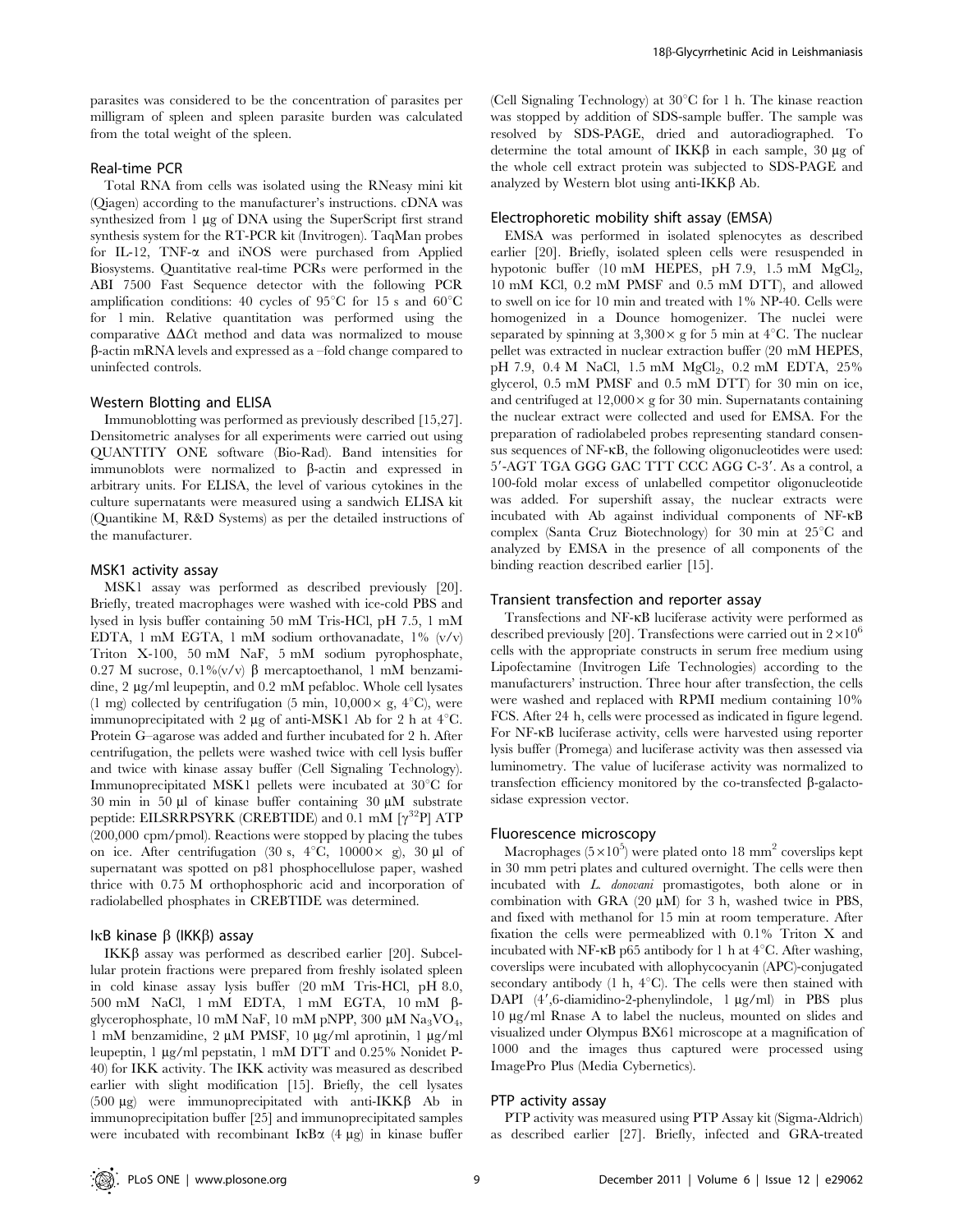parasites was considered to be the concentration of parasites per milligram of spleen and spleen parasite burden was calculated from the total weight of the spleen.

### Real-time PCR

Total RNA from cells was isolated using the RNeasy mini kit (Qiagen) according to the manufacturer's instructions. cDNA was synthesized from 1 µg of DNA using the SuperScript first strand synthesis system for the RT-PCR kit (Invitrogen). TaqMan probes for IL-12, TNF-α and iNOS were purchased from Applied Biosystems. Quantitative real-time PCRs were performed in the ABI 7500 Fast Sequence detector with the following PCR amplification conditions: 40 cycles of 95°C for 15 s and 60°C for 1 min. Relative quantitation was performed using the comparative ΔΔCt method and data was normalized to mouse β-actin mRNA levels and expressed as a –fold change compared to uninfected controls.

### Western Blotting and ELISA

Immunoblotting was performed as previously described [15,27]. Densitometric analyses for all experiments were carried out using QUANTITY ONE software (Bio-Rad). Band intensities for immunoblots were normalized to β-actin and expressed in arbitrary units. For ELISA, the level of various cytokines in the culture supernatants were measured using a sandwich ELISA kit (Quantikine M, R&D Systems) as per the detailed instructions of the manufacturer.

### MSK1 activity assay

MSK1 assay was performed as described previously [20]. Briefly, treated macrophages were washed with ice-cold PBS and lysed in lysis buffer containing 50 mM Tris-HCl, pH 7.5, 1 mM EDTA, 1 mM EGTA, 1 mM sodium orthovanadate, 1% (v/v) Triton X-100, 50 mM NaF, 5 mM sodium pyrophosphate, 0.27 M sucrose, 0.1%(v/v) β mercaptoethanol, 1 mM benzamidine, 2 µg/ml leupeptin, and 0.2 mM pefabloc. Whole cell lysates (1 mg) collected by centrifugation (5 min, 10,000× g, 4°C), were immunoprecipitated with 2 µg of anti-MSK1 Ab for 2 h at 4°C. Protein G–agarose was added and further incubated for 2 h. After centrifugation, the pellets were washed twice with cell lysis buffer and twice with kinase assay buffer (Cell Signaling Technology). Immunoprecipitated MSK1 pellets were incubated at 30°C for 30 min in 50 µl of kinase buffer containing 30 µM substrate peptide: EILSRRPSYRK (CREBTIDE) and 0.1 mM [$\gamma^{32}$P] ATP (200,000 cpm/pmol). Reactions were stopped by placing the tubes on ice. After centrifugation (30 s, 4°C, 10000× g), 30 µl of supernatant was spotted on p81 phosphocellulose paper, washed thrice with 0.75 M orthophosphoric acid and incorporation of radiolabelled phosphates in CREBTIDE was determined.

### IκB kinase β (IKKβ) assay

IKKβ assay was performed as described earlier [20]. Subcellular protein fractions were prepared from freshly isolated spleen in cold kinase assay lysis buffer (20 mM Tris-HCl, pH 8.0, 500 mM NaCl, 1 mM EDTA, 1 mM EGTA, 10 mM β-glycerophosphate, 10 mM NaF, 10 mM pNPP, 300 µM $Na_3VO_4$, 1 mM benzamidine, 2 µM PMSF, 10 µg/ml aprotinin, 1 µg/ml leupeptin, 1 µg/ml pepstatin, 1 mM DTT and 0.25% Nonidet P-40) for IKK activity. The IKK activity was measured as described earlier with slight modification [15]. Briefly, the cell lysates (500 µg) were immunoprecipitated with anti-IKKβ Ab in immunoprecipitation buffer [25] and immunoprecipitated samples were incubated with recombinant IκBα (4 µg) in kinase buffer (Cell Signaling Technology) at 30°C for 1 h. The kinase reaction was stopped by addition of SDS-sample buffer. The sample was resolved by SDS-PAGE, dried and autoradiographed. To determine the total amount of IKKβ in each sample, 30 µg of the whole cell extract protein was subjected to SDS-PAGE and analyzed by Western blot using anti-IKKβ Ab.

### Electrophoretic mobility shift assay (EMSA)

EMSA was performed in isolated splenocytes as described earlier [20]. Briefly, isolated spleen cells were resuspended in hypotonic buffer (10 mM HEPES, pH 7.9, 1.5 mM $MgCl_2$, 10 mM KCl, 0.2 mM PMSF and 0.5 mM DTT), and allowed to swell on ice for 10 min and treated with 1% NP-40. Cells were homogenized in a Dounce homogenizer. The nuclei were separated by spinning at 3,300× g for 5 min at 4°C. The nuclear pellet was extracted in nuclear extraction buffer (20 mM HEPES, pH 7.9, 0.4 M NaCl, 1.5 mM $MgCl_2$, 0.2 mM EDTA, 25% glycerol, 0.5 mM PMSF and 0.5 mM DTT) for 30 min on ice, and centrifuged at 12,000× g for 30 min. Supernatants containing the nuclear extract were collected and used for EMSA. For the preparation of radiolabeled probes representing standard consensus sequences of NF-κB, the following oligonucleotides were used: 5′-AGT TGA GGG GAC TTT CCC AGG C-3′. As a control, a 100-fold molar excess of unlabelled competitor oligonucleotide was added. For supershift assay, the nuclear extracts were incubated with Ab against individual components of NF-κB complex (Santa Cruz Biotechnology) for 30 min at 25°C and analyzed by EMSA in the presence of all components of the binding reaction described earlier [15].

### Transient transfection and reporter assay

Transfections and NF-κB luciferase activity were performed as described previously [20]. Transfections were carried out in $2\times10^6$ cells with the appropriate constructs in serum free medium using Lipofectamine (Invitrogen Life Technologies) according to the manufacturers' instruction. Three hour after transfection, the cells were washed and replaced with RPMI medium containing 10% FCS. After 24 h, cells were processed as indicated in figure legend. For NF-κB luciferase activity, cells were harvested using reporter lysis buffer (Promega) and luciferase activity was then assessed via luminometry. The value of luciferase activity was normalized to transfection efficiency monitored by the co-transfected β-galactosidase expression vector.

### Fluorescence microscopy

Macrophages ($5\times10^5$) were plated onto 18 $mm^2$ coverslips kept in 30 mm petri plates and cultured overnight. The cells were then incubated with *L. donovani* promastigotes, both alone or in combination with GRA (20 µM) for 3 h, washed twice in PBS, and fixed with methanol for 15 min at room temperature. After fixation the cells were permeablized with 0.1% Triton X and incubated with NF-κB p65 antibody for 1 h at 4°C. After washing, coverslips were incubated with allophycocyanin (APC)-conjugated secondary antibody (1 h, 4°C). The cells were then stained with DAPI (4′,6-diamidino-2-phenylindole, 1 µg/ml) in PBS plus 10 µg/ml Rnase A to label the nucleus, mounted on slides and visualized under Olympus BX61 microscope at a magnification of 1000 and the images thus captured were processed using ImagePro Plus (Media Cybernetics).

### PTP activity assay

PTP activity was measured using PTP Assay kit (Sigma-Aldrich) as described earlier [27]. Briefly, infected and GRA-treated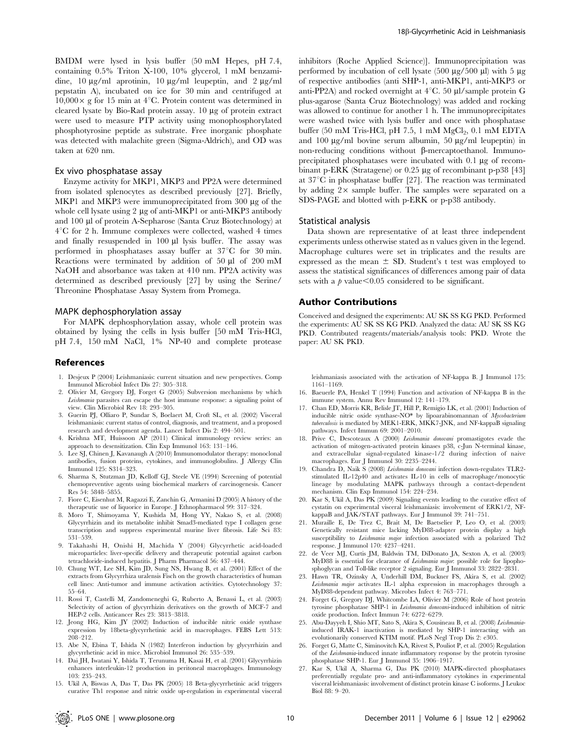BMDM were lysed in lysis buffer (50 mM Hepes, pH 7.4, containing 0.5% Triton X-100, 10% glycerol, 1 mM benzamidine, 10 µg/ml aprotinin, 10 µg/ml leupeptin, and 2 µg/ml pepstatin A), incubated on ice for 30 min and centrifuged at 10,000× g for 15 min at 4°C. Protein content was determined in cleared lysate by Bio-Rad protein assay. 10 µg of protein extract were used to measure PTP activity using monophosphorylated phosphotyrosine peptide as substrate. Free inorganic phosphate was detected with malachite green (Sigma-Aldrich), and OD was taken at 620 nm.

### Ex vivo phosphatase assay

Enzyme activity for MKP1, MKP3 and PP2A were determined from isolated splenocytes as described previously [27]. Briefly, MKP1 and MKP3 were immunoprecipitated from 300 µg of the whole cell lysate using 2 µg of anti-MKP1 or anti-MKP3 antibody and 100 µl of protein A-Sepharose (Santa Cruz Biotechnology) at 4°C for 2 h. Immune complexes were collected, washed 4 times and finally resuspended in 100 µl lysis buffer. The assay was performed in phosphatases assay buffer at 37°C for 30 min. Reactions were terminated by addition of 50 µl of 200 mM NaOH and absorbance was taken at 410 nm. PP2A activity was determined as described previously [27] by using the Serine/Threonine Phosphatase Assay System from Promega.

### MAPK dephosphorylation assay

For MAPK dephosphorylation assay, whole cell protein was obtained by lysing the cells in lysis buffer [50 mM Tris-HCl, pH 7.4, 150 mM NaCl, 1% NP-40 and complete protease inhibitors (Roche Applied Science)]. Immunoprecipitation was performed by incubation of cell lysate (500 µg/500 µl) with 5 µg of respective antibodies (anti SHP-1, anti-MKP1, anti-MKP3 or anti-PP2A) and rocked overnight at 4°C. 50 µl/sample protein G plus-agarose (Santa Cruz Biotechnology) was added and rocking was allowed to continue for another 1 h. The immunoprecipitates were washed twice with lysis buffer and once with phosphatase buffer (50 mM Tris-HCl, pH 7.5, 1 mM $MgCl_2$, 0.1 mM EDTA and 100 µg/ml bovine serum albumin, 50 µg/ml leupeptin) in non-reducing conditions without β-mercaptoethanol. Immunoprecipitated phosphatases were incubated with 0.1 µg of recombinant p-ERK (Stratagene) or 0.25 µg of recombinant p-p38 [43] at 37°C in phosphatase buffer [27]. The reaction was terminated by adding 2× sample buffer. The samples were separated on a SDS-PAGE and blotted with p-ERK or p-p38 antibody.

### Statistical analysis

Data shown are representative of at least three independent experiments unless otherwise stated as n values given in the legend. Macrophage cultures were set in triplicates and the results are expressed as the mean ± SD. Student's t test was employed to assess the statistical significances of differences among pair of data sets with a $p$ value<0.05 considered to be significant.

## Author Contributions

Conceived and designed the experiments: AU SK SS KG PKD. Performed the experiments: AU SK SS KG PKD. Analyzed the data: AU SK SS KG PKD. Contributed reagents/materials/analysis tools: PKD. Wrote the paper: AU SK PKD.

## References

1. Desjeux P (2004) Leishmaniasis: current situation and new perspectives. Comp Immunol Microbiol Infect Dis 27: 305–318.
2. Olivier M, Gregory DJ, Forget G (2005) Subversion mechanisms by which *Leishmania* parasites can escape the host immune response: a signaling point of view. Clin Microbiol Rev 18: 293–305.
3. Guerin PJ, Olliaro P, Sundar S, Boelaert M, Croft SL, et al. (2002) Visceral leishmaniasis: current status of control, diagnosis, and treatment, and a proposed research and development agenda. Lancet Infect Dis 2: 494–501.
4. Krishna MT, Huissoon AP (2011) Clinical immunology review series: an approach to desensitization. Clin Exp Immunol 163: 131–146.
5. Lee SJ, Chinen J, Kavanaugh A (2010) Immunomodulator therapy: monoclonal antibodies, fusion proteins, cytokines, and immunoglobulins. J Allergy Clin Immunol 125: S314–323.
6. Sharma S, Stutzman JD, Kelloff GJ, Steele VE (1994) Screening of potential chemopreventive agents using biochemical markers of carcinogenesis. Cancer Res 54: 5848–5855.
7. Fiore C, Eisenhut M, Ragazzi E, Zanchin G, Armanini D (2005) A history of the therapeutic use of liquorice in Europe. J Ethnopharmacol 99: 317–324.
8. Moro T, Shimoyama Y, Kushida M, Hong YY, Nakao S, et al. (2008) Glycyrrhizin and its metabolite inhibit Smad3-mediated type I collagen gene transcription and suppress experimental murine liver fibrosis. Life Sci 83: 531–539.
9. Takahashi H, Onishi H, Machida Y (2004) Glycyrrhetic acid-loaded microparticles: liver-specific delivery and therapeutic potential against carbon tetrachloride-induced hepatitis. J Pharm Pharmacol 56: 437–444.
10. Chung WT, Lee SH, Kim JD, Sung NS, Hwang B, et al. (2001) Effect of the extracts from Glycyrrhiza uralensis Fisch on the growth characteristics of human cell lines: Anti-tumor and immune activation activities. Cytotechnology 37: 55–64.
11. Rossi T, Castelli M, Zandomeneghi G, Ruberto A, Benassi L, et al. (2003) Selectivity of action of glycyrrhizin derivatives on the growth of MCF-7 and HEP-2 cells. Anticancer Res 23: 3813–3818.
12. Jeong HG, Kim JY (2002) Induction of inducible nitric oxide synthase expression by 18beta-glycyrrhetinic acid in macrophages. FEBS Lett 513: 208–212.
13. Abe N, Ebina T, Ishida N (1982) Interferon induction by glycyrrhizin and glycyrrhetinic acid in mice. Microbiol Immunol 26: 535–539.
14. Dai JH, Iwatani Y, Ishida T, Terunuma H, Kasai H, et al. (2001) Glycyrrhizin enhances interleukin-12 production in peritoneal macrophages. Immunology 103: 235–243.
15. Ukil A, Biswas A, Das T, Das PK (2005) 18 Beta-glycyrrhetinic acid triggers curative Th1 response and nitric oxide up-regulation in experimental visceral leishmaniasis associated with the activation of NF-kappa B. J Immunol 175: 1161–1169.
16. Baeuerle PA, Henkel T (1994) Function and activation of NF-kappa B in the immune system. Annu Rev Immunol 12: 141–179.
17. Chan ED, Morris KR, Belisle JT, Hill P, Remigio LK, et al. (2001) Induction of inducible nitric oxide synthase-NO* by lipoarabinomannan of *Mycobacterium tuberculosis* is mediated by MEK1-ERK, MKK7-JNK, and NF-kappaB signaling pathways. Infect Immun 69: 2001–2010.
18. Prive C, Descoteaux A (2000) *Leishmania donovani* promastigotes evade the activation of mitogen-activated protein kinases p38, c-Jun N-terminal kinase, and extracellular signal-regulated kinase-1/2 during infection of naive macrophages. Eur J Immunol 30: 2235–2244.
19. Chandra D, Naik S (2008) *Leishmania donovani* infection down-regulates TLR2-stimulated IL-12p40 and activates IL-10 in cells of macrophage/monocytic lineage by modulating MAPK pathways through a contact-dependent mechanism. Clin Exp Immunol 154: 224–234.
20. Kar S, Ukil A, Das PK (2009) Signaling events leading to the curative effect of cystatin on experimental visceral leishmaniasis: involvement of ERK1/2, NF-kappaB and JAK/STAT pathways. Eur J Immunol 39: 741–751.
21. Muraille E, De Trez C, Brait M, De Baetselier P, Leo O, et al. (2003) Genetically resistant mice lacking MyD88-adapter protein display a high susceptibility to *Leishmania major* infection associated with a polarized Th2 response. J Immunol 170: 4237–4241.
22. de Veer MJ, Curtis JM, Baldwin TM, DiDonato JA, Sexton A, et al. (2003) MyD88 is essential for clearance of *Leishmania major*: possible role for lipophosphoglycan and Toll-like receptor 2 signaling. Eur J Immunol 33: 2822–2831.
23. Hawn TR, Ozinsky A, Underhill DM, Buckner FS, Akira S, et al. (2002) *Leishmania major* activates IL-1 alpha expression in macrophages through a MyD88-dependent pathway. Microbes Infect 4: 763–771.
24. Forget G, Gregory DJ, Whitcombe LA, Olivier M (2006) Role of host protein tyrosine phosphatase SHP-1 in *Leishmania donovani*-induced inhibition of nitric oxide production. Infect Immun 74: 6272–6279.
25. Abu-Dayyeh I, Shio MT, Sato S, Akira S, Cousineau B, et al. (2008) *Leishmania*-induced IRAK-1 inactivation is mediated by SHP-1 interacting with an evolutionarily conserved KTIM motif. PLoS Negl Trop Dis 2: e305.
26. Forget G, Matte C, Siminovitch KA, Rivest S, Pouliot P, et al. (2005) Regulation of the *Leishmania*-induced innate inflammatory response by the protein tyrosine phosphatase SHP-1. Eur J Immunol 35: 1906–1917.
27. Kar S, Ukil A, Sharma G, Das PK (2010) MAPK-directed phosphatases preferentially regulate pro- and anti-inflammatory cytokines in experimental visceral leishmaniasis: involvement of distinct protein kinase C isoforms. J Leukoc Biol 88: 9–20.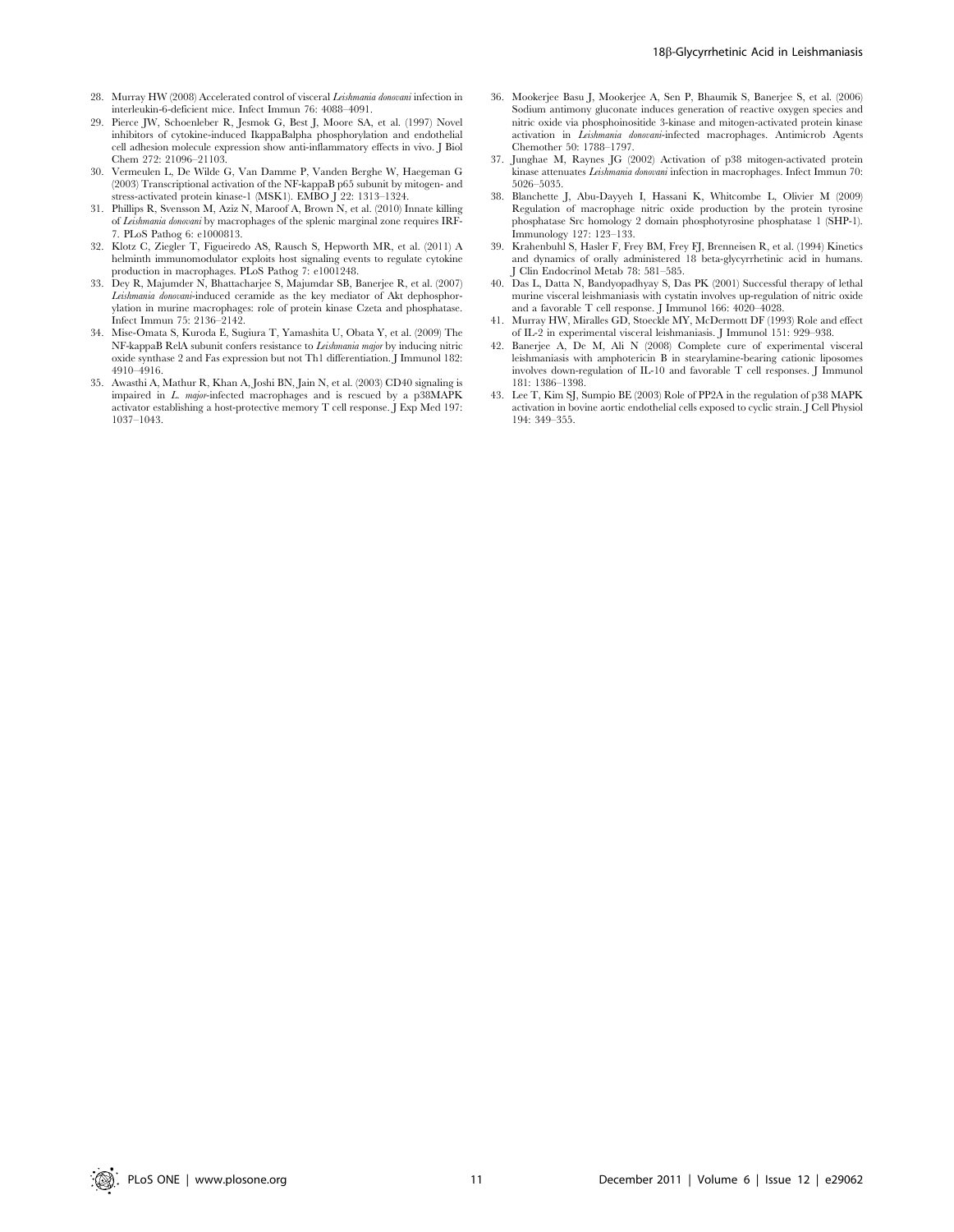28. Murray HW (2008) Accelerated control of visceral *Leishmania donovani* infection in interleukin-6-deficient mice. Infect Immun 76: 4088–4091.
29. Pierce JW, Schoenleber R, Jesmok G, Best J, Moore SA, et al. (1997) Novel inhibitors of cytokine-induced IkappaBalpha phosphorylation and endothelial cell adhesion molecule expression show anti-inflammatory effects in vivo. J Biol Chem 272: 21096–21103.
30. Vermeulen L, De Wilde G, Van Damme P, Vanden Berghe W, Haegeman G (2003) Transcriptional activation of the NF-kappaB p65 subunit by mitogen- and stress-activated protein kinase-1 (MSK1). EMBO J 22: 1313–1324.
31. Phillips R, Svensson M, Aziz N, Maroof A, Brown N, et al. (2010) Innate killing of *Leishmania donovani* by macrophages of the splenic marginal zone requires IRF-7. PLoS Pathog 6: e1000813.
32. Klotz C, Ziegler T, Figueiredo AS, Rausch S, Hepworth MR, et al. (2011) A helminth immunomodulator exploits host signaling events to regulate cytokine production in macrophages. PLoS Pathog 7: e1001248.
33. Dey R, Majumder N, Bhattacharjee S, Majumdar SB, Banerjee R, et al. (2007) *Leishmania donovani*-induced ceramide as the key mediator of Akt dephosphorylation in murine macrophages: role of protein kinase Czeta and phosphatase. Infect Immun 75: 2136–2142.
34. Mise-Omata S, Kuroda E, Sugiura T, Yamashita U, Obata Y, et al. (2009) The NF-kappaB RelA subunit confers resistance to *Leishmania major* by inducing nitric oxide synthase 2 and Fas expression but not Th1 differentiation. J Immunol 182: 4910–4916.
35. Awasthi A, Mathur R, Khan A, Joshi BN, Jain N, et al. (2003) CD40 signaling is impaired in *L. major*-infected macrophages and is rescued by a p38MAPK activator establishing a host-protective memory T cell response. J Exp Med 197: 1037–1043.
36. Mookerjee Basu J, Mookerjee A, Sen P, Bhaumik S, Banerjee S, et al. (2006) Sodium antimony gluconate induces generation of reactive oxygen species and nitric oxide via phosphoinositide 3-kinase and mitogen-activated protein kinase activation in *Leishmania donovani*-infected macrophages. Antimicrob Agents Chemother 50: 1788–1797.
37. Junghae M, Raynes JG (2002) Activation of p38 mitogen-activated protein kinase attenuates *Leishmania donovani* infection in macrophages. Infect Immun 70: 5026–5035.
38. Blanchette J, Abu-Dayyeh I, Hassani K, Whitcombe L, Olivier M (2009) Regulation of macrophage nitric oxide production by the protein tyrosine phosphatase Src homology 2 domain phosphotyrosine phosphatase 1 (SHP-1). Immunology 127: 123–133.
39. Krahenbuhl S, Hasler F, Frey BM, Frey FJ, Brenneisen R, et al. (1994) Kinetics and dynamics of orally administered 18 beta-glycyrrhetinic acid in humans. J Clin Endocrinol Metab 78: 581–585.
40. Das L, Datta N, Bandyopadhyay S, Das PK (2001) Successful therapy of lethal murine visceral leishmaniasis with cystatin involves up-regulation of nitric oxide and a favorable T cell response. J Immunol 166: 4020–4028.
41. Murray HW, Miralles GD, Stoeckle MY, McDermott DF (1993) Role and effect of IL-2 in experimental visceral leishmaniasis. J Immunol 151: 929–938.
42. Banerjee A, De M, Ali N (2008) Complete cure of experimental visceral leishmaniasis with amphotericin B in stearylamine-bearing cationic liposomes involves down-regulation of IL-10 and favorable T cell responses. J Immunol 181: 1386–1398.
43. Lee T, Kim SJ, Sumpio BE (2003) Role of PP2A in the regulation of p38 MAPK activation in bovine aortic endothelial cells exposed to cyclic strain. J Cell Physiol 194: 349–355.